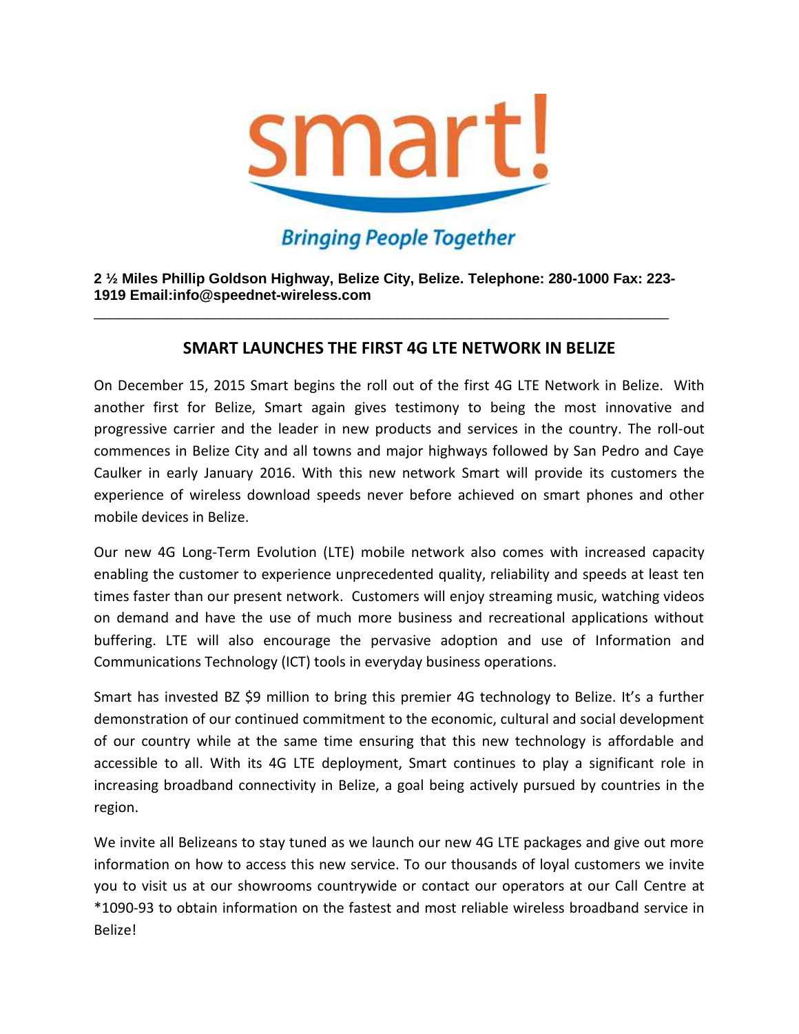smart!

*Bringing People Together*

**2 ½ Miles Phillip Goldson Highway, Belize City, Belize. Telephone: 280-1000 Fax: 223-1919 Email:info@speednet-wireless.com**

---

## SMART LAUNCHES THE FIRST 4G LTE NETWORK IN BELIZE

On December 15, 2015 Smart begins the roll out of the first 4G LTE Network in Belize. With another first for Belize, Smart again gives testimony to being the most innovative and progressive carrier and the leader in new products and services in the country. The roll-out commences in Belize City and all towns and major highways followed by San Pedro and Caye Caulker in early January 2016. With this new network Smart will provide its customers the experience of wireless download speeds never before achieved on smart phones and other mobile devices in Belize.

Our new 4G Long-Term Evolution (LTE) mobile network also comes with increased capacity enabling the customer to experience unprecedented quality, reliability and speeds at least ten times faster than our present network. Customers will enjoy streaming music, watching videos on demand and have the use of much more business and recreational applications without buffering. LTE will also encourage the pervasive adoption and use of Information and Communications Technology (ICT) tools in everyday business operations.

Smart has invested BZ $9 million to bring this premier 4G technology to Belize. It's a further demonstration of our continued commitment to the economic, cultural and social development of our country while at the same time ensuring that this new technology is affordable and accessible to all. With its 4G LTE deployment, Smart continues to play a significant role in increasing broadband connectivity in Belize, a goal being actively pursued by countries in the region.

We invite all Belizeans to stay tuned as we launch our new 4G LTE packages and give out more information on how to access this new service. To our thousands of loyal customers we invite you to visit us at our showrooms countrywide or contact our operators at our Call Centre at *1090-93 to obtain information on the fastest and most reliable wireless broadband service in Belize!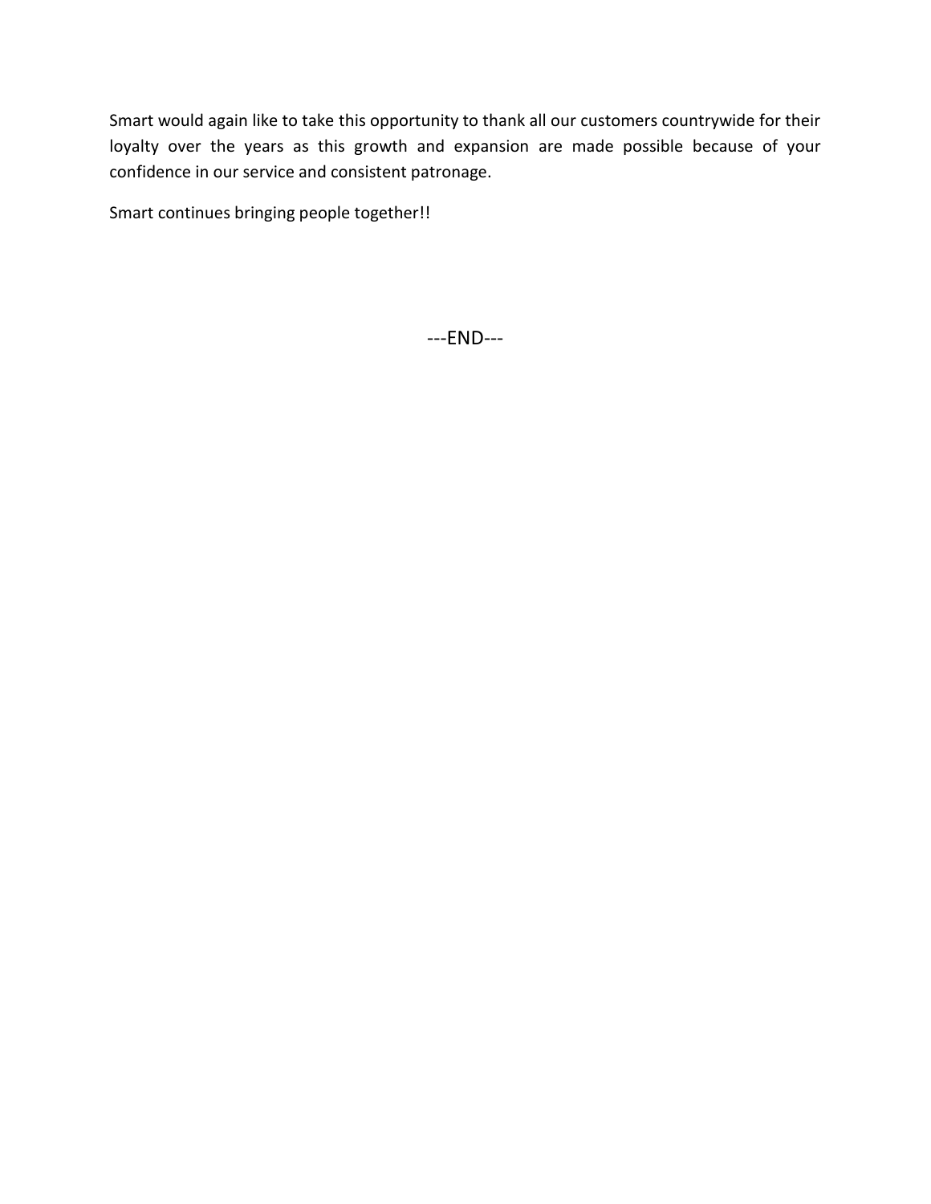Smart would again like to take this opportunity to thank all our customers countrywide for their loyalty over the years as this growth and expansion are made possible because of your confidence in our service and consistent patronage.

Smart continues bringing people together!!

---END---